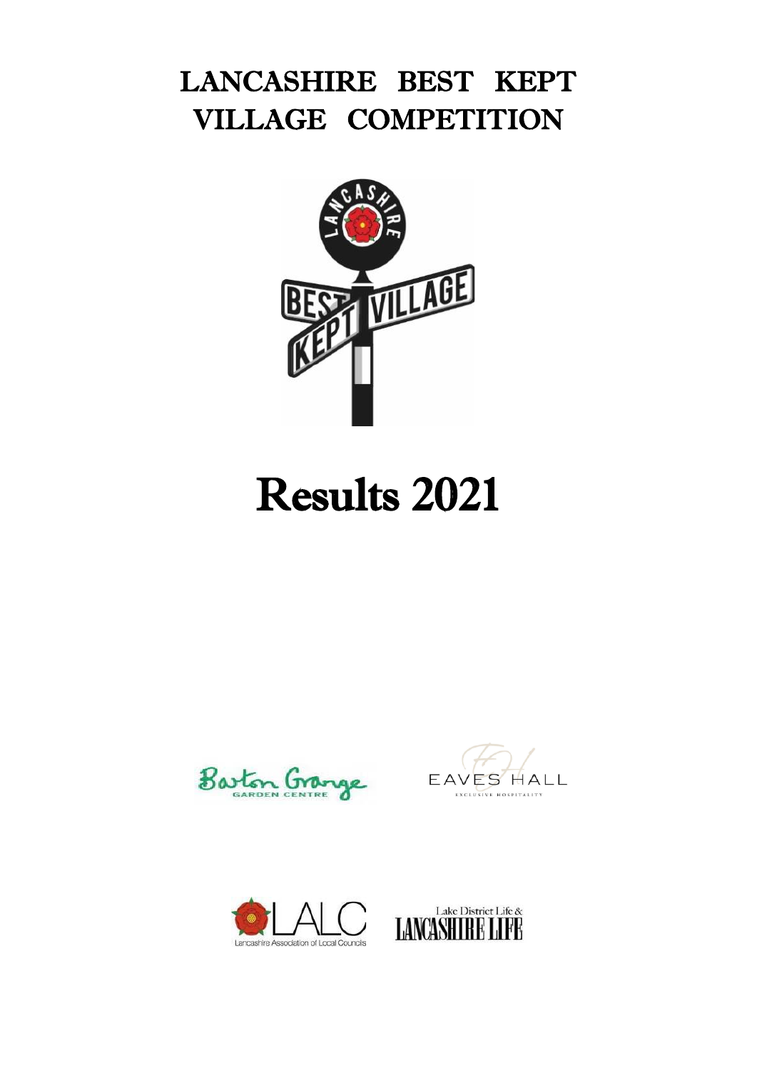# LANCASHIRE BEST KEPT VILLAGE COMPETITION

# Results 2021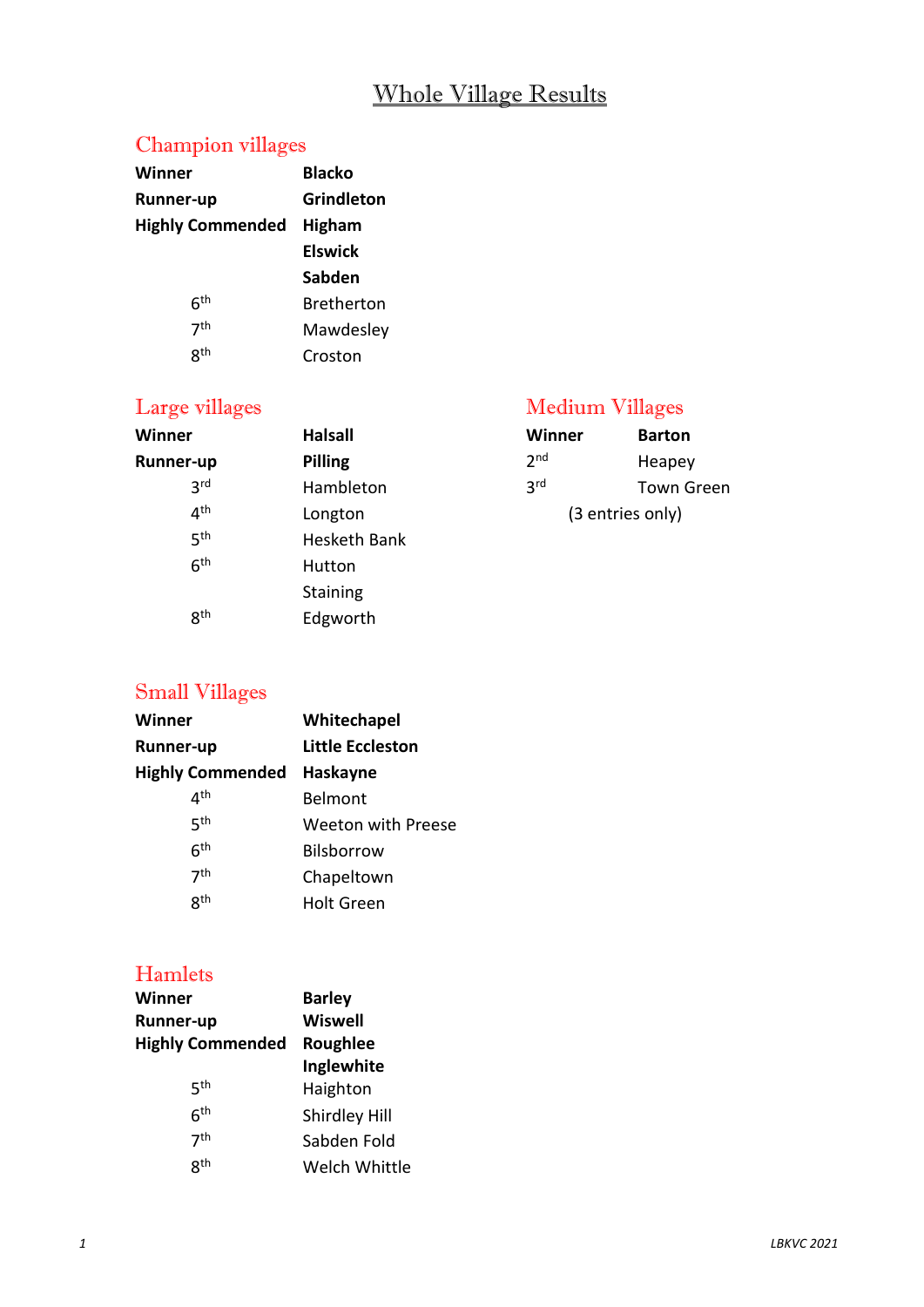# Whole Village Results

## Champion villages

| | |
|---|---|
| **Winner** | **Blacko** |
| **Runner-up** | **Grindleton** |
| **Highly Commended** | **Higham** |
| | **Elswick** |
| | **Sabden** |
| 6th | Bretherton |
| 7th | Mawdesley |
| 8th | Croston |

## Large villages

| | |
|---|---|
| **Winner** | **Halsall** |
| **Runner-up** | **Pilling** |
| 3rd | Hambleton |
| 4th | Longton |
| 5th | Hesketh Bank |
| 6th | Hutton |
| | Staining |
| 8th | Edgworth |

## Medium Villages

| | |
|---|---|
| **Winner** | **Barton** |
| 2nd | Heapey |
| 3rd | Town Green |

(3 entries only)

## Small Villages

| | |
|---|---|
| **Winner** | **Whitechapel** |
| **Runner-up** | **Little Eccleston** |
| **Highly Commended** | **Haskayne** |
| 4th | Belmont |
| 5th | Weeton with Preese |
| 6th | Bilsborrow |
| 7th | Chapeltown |
| 8th | Holt Green |

## Hamlets

| | |
|---|---|
| **Winner** | **Barley** |
| **Runner-up** | **Wiswell** |
| **Highly Commended** | **Roughlee** |
| | **Inglewhite** |
| 5th | Haighton |
| 6th | Shirdley Hill |
| 7th | Sabden Fold |
| 8th | Welch Whittle |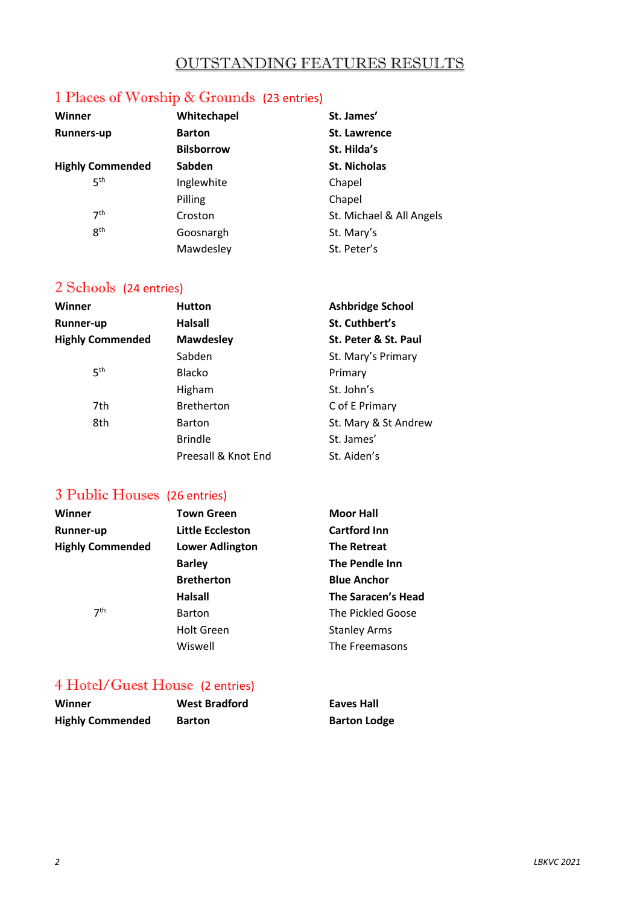# OUTSTANDING FEATURES RESULTS

## 1 Places of Worship & Grounds (23 entries)

| | | |
|---|---|---|
| **Winner** | **Whitechapel** | **St. James'** |
| **Runners-up** | **Barton** | **St. Lawrence** |
| | **Bilsborrow** | **St. Hilda's** |
| **Highly Commended** | **Sabden** | **St. Nicholas** |
| 5th | Inglewhite | Chapel |
| | Pilling | Chapel |
| 7th | Croston | St. Michael & All Angels |
| 8th | Goosnargh | St. Mary's |
| | Mawdesley | St. Peter's |

## 2 Schools (24 entries)

| | | |
|---|---|---|
| **Winner** | **Hutton** | **Ashbridge School** |
| **Runner-up** | **Halsall** | **St. Cuthbert's** |
| **Highly Commended** | **Mawdesley** | **St. Peter & St. Paul** |
| | Sabden | St. Mary's Primary |
| 5th | Blacko | Primary |
| | Higham | St. John's |
| 7th | Bretherton | C of E Primary |
| 8th | Barton | St. Mary & St Andrew |
| | Brindle | St. James' |
| | Preesall & Knot End | St. Aiden's |

## 3 Public Houses (26 entries)

| | | |
|---|---|---|
| **Winner** | **Town Green** | **Moor Hall** |
| **Runner-up** | **Little Eccleston** | **Cartford Inn** |
| **Highly Commended** | **Lower Adlington** | **The Retreat** |
| | **Barley** | **The Pendle Inn** |
| | **Bretherton** | **Blue Anchor** |
| | **Halsall** | **The Saracen's Head** |
| 7th | Barton | The Pickled Goose |
| | Holt Green | Stanley Arms |
| | Wiswell | The Freemasons |

## 4 Hotel/Guest House (2 entries)

| | | |
|---|---|---|
| **Winner** | **West Bradford** | **Eaves Hall** |
| **Highly Commended** | **Barton** | **Barton Lodge** |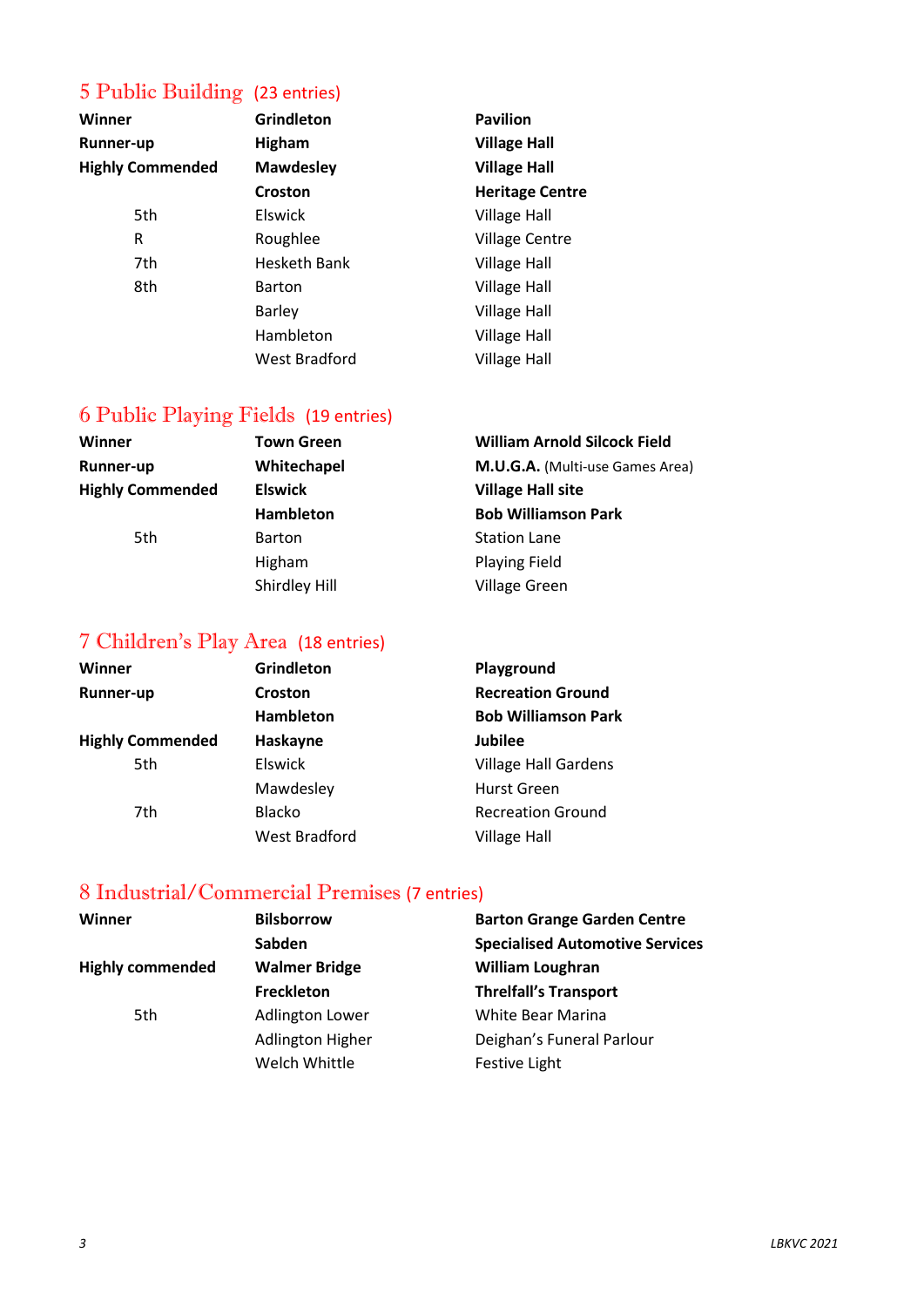## 5 Public Building (23 entries)

| | | |
|---|---|---|
| **Winner** | **Grindleton** | **Pavilion** |
| **Runner-up** | **Higham** | **Village Hall** |
| **Highly Commended** | **Mawdesley** | **Village Hall** |
| | **Croston** | **Heritage Centre** |
| 5th | Elswick | Village Hall |
| R | Roughlee | Village Centre |
| 7th | Hesketh Bank | Village Hall |
| 8th | Barton | Village Hall |
| | Barley | Village Hall |
| | Hambleton | Village Hall |
| | West Bradford | Village Hall |

## 6 Public Playing Fields (19 entries)

| | | |
|---|---|---|
| **Winner** | **Town Green** | **William Arnold Silcock Field** |
| **Runner-up** | **Whitechapel** | **M.U.G.A.** (Multi-use Games Area) |
| **Highly Commended** | **Elswick** | **Village Hall site** |
| | **Hambleton** | **Bob Williamson Park** |
| 5th | Barton | Station Lane |
| | Higham | Playing Field |
| | Shirdley Hill | Village Green |

## 7 Children's Play Area (18 entries)

| | | |
|---|---|---|
| **Winner** | **Grindleton** | **Playground** |
| **Runner-up** | **Croston** | **Recreation Ground** |
| | **Hambleton** | **Bob Williamson Park** |
| **Highly Commended** | **Haskayne** | **Jubilee** |
| 5th | Elswick | Village Hall Gardens |
| | Mawdesley | Hurst Green |
| 7th | Blacko | Recreation Ground |
| | West Bradford | Village Hall |

## 8 Industrial/Commercial Premises (7 entries)

| | | |
|---|---|---|
| **Winner** | **Bilsborrow** | **Barton Grange Garden Centre** |
| | **Sabden** | **Specialised Automotive Services** |
| **Highly commended** | **Walmer Bridge** | **William Loughran** |
| | **Freckleton** | **Threlfall's Transport** |
| 5th | Adlington Lower | White Bear Marina |
| | Adlington Higher | Deighan's Funeral Parlour |
| | Welch Whittle | Festive Light |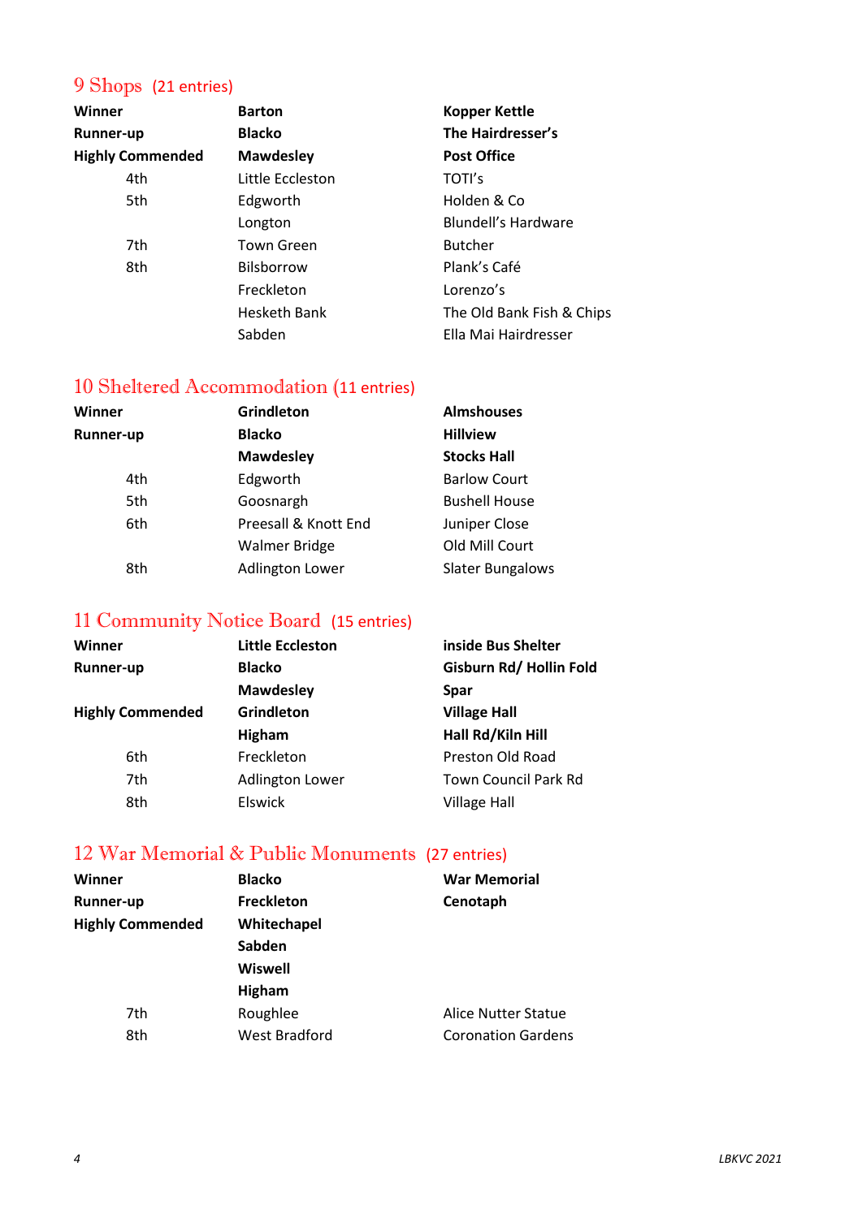## 9 Shops (21 entries)

| | | |
|---|---|---|
| **Winner** | **Barton** | **Kopper Kettle** |
| **Runner-up** | **Blacko** | **The Hairdresser's** |
| **Highly Commended** | **Mawdesley** | **Post Office** |
| 4th | Little Eccleston | TOTI's |
| 5th | Edgworth | Holden & Co |
| | Longton | Blundell's Hardware |
| 7th | Town Green | Butcher |
| 8th | Bilsborrow | Plank's Café |
| | Freckleton | Lorenzo's |
| | Hesketh Bank | The Old Bank Fish & Chips |
| | Sabden | Ella Mai Hairdresser |

## 10 Sheltered Accommodation (11 entries)

| | | |
|---|---|---|
| **Winner** | **Grindleton** | **Almshouses** |
| **Runner-up** | **Blacko** | **Hillview** |
| | **Mawdesley** | **Stocks Hall** |
| 4th | Edgworth | Barlow Court |
| 5th | Goosnargh | Bushell House |
| 6th | Preesall & Knott End | Juniper Close |
| | Walmer Bridge | Old Mill Court |
| 8th | Adlington Lower | Slater Bungalows |

## 11 Community Notice Board (15 entries)

| | | |
|---|---|---|
| **Winner** | **Little Eccleston** | **inside Bus Shelter** |
| **Runner-up** | **Blacko** | **Gisburn Rd/ Hollin Fold** |
| | **Mawdesley** | **Spar** |
| **Highly Commended** | **Grindleton** | **Village Hall** |
| | **Higham** | **Hall Rd/Kiln Hill** |
| 6th | Freckleton | Preston Old Road |
| 7th | Adlington Lower | Town Council Park Rd |
| 8th | Elswick | Village Hall |

## 12 War Memorial & Public Monuments (27 entries)

| | | |
|---|---|---|
| **Winner** | **Blacko** | **War Memorial** |
| **Runner-up** | **Freckleton** | **Cenotaph** |
| **Highly Commended** | **Whitechapel** | |
| | **Sabden** | |
| | **Wiswell** | |
| | **Higham** | |
| 7th | Roughlee | Alice Nutter Statue |
| 8th | West Bradford | Coronation Gardens |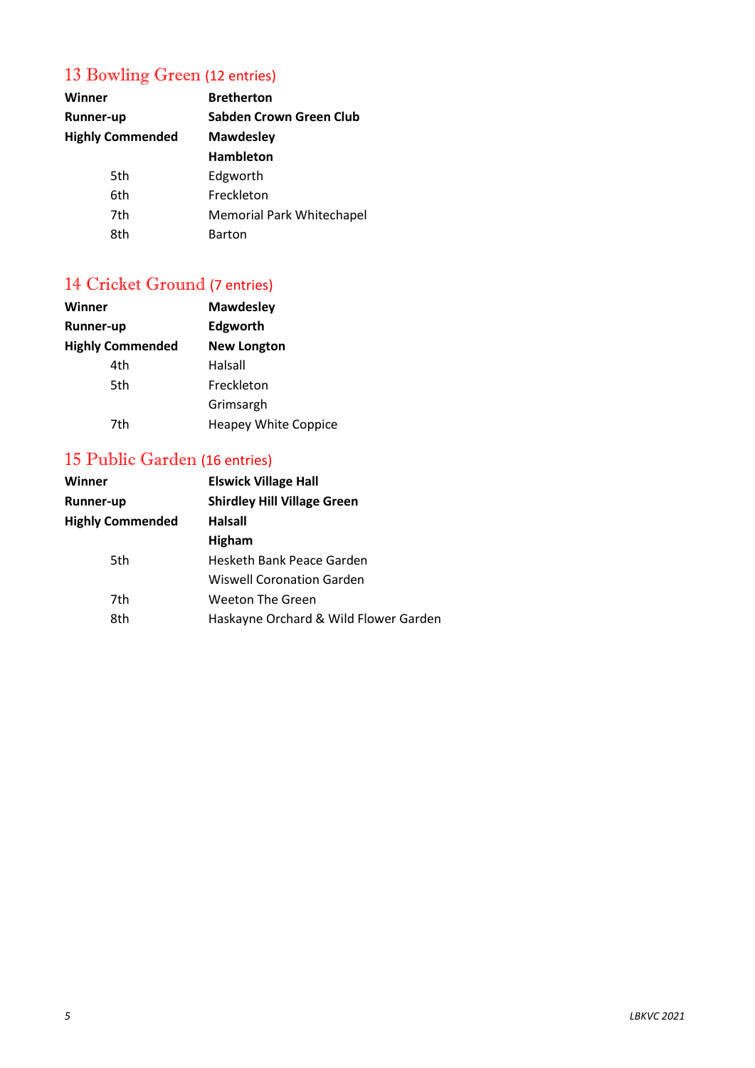## 13 Bowling Green (12 entries)

| | |
|---|---|
| **Winner** | **Bretherton** |
| **Runner-up** | **Sabden Crown Green Club** |
| **Highly Commended** | **Mawdesley** |
| | **Hambleton** |
| 5th | Edgworth |
| 6th | Freckleton |
| 7th | Memorial Park Whitechapel |
| 8th | Barton |

## 14 Cricket Ground (7 entries)

| | |
|---|---|
| **Winner** | **Mawdesley** |
| **Runner-up** | **Edgworth** |
| **Highly Commended** | **New Longton** |
| 4th | Halsall |
| 5th | Freckleton |
| | Grimsargh |
| 7th | Heapey White Coppice |

## 15 Public Garden (16 entries)

| | |
|---|---|
| **Winner** | **Elswick Village Hall** |
| **Runner-up** | **Shirdley Hill Village Green** |
| **Highly Commended** | **Halsall** |
| | **Higham** |
| 5th | Hesketh Bank Peace Garden |
| | Wiswell Coronation Garden |
| 7th | Weeton The Green |
| 8th | Haskayne Orchard & Wild Flower Garden |